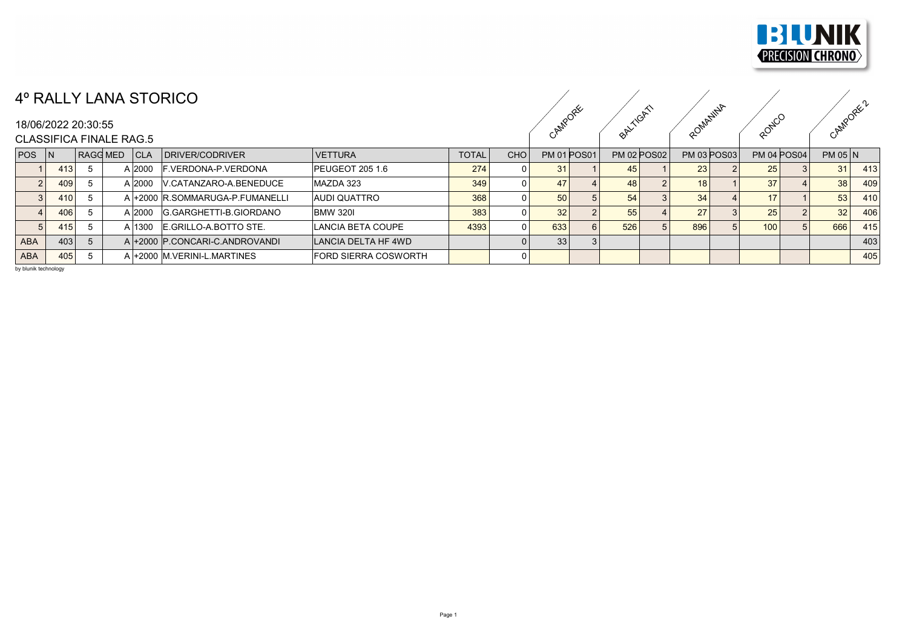BLUNIK PRECISION CHRONO

# 4º RALLY LANA STORICO

18/06/2022 20:30:55

CLASSIFICA FINALE RAG.5

| | | | | | | | | | | CAMPORE | | BALTIGATI | | ROMANINA | | RONCO | | CAMPORE 2 | |
|---|---|---|---|---|---|---|---|---|---|---|---|---|---|---|---|---|---|---|---|
| POS | N | RAGG | MED | CLA | DRIVER/CODRIVER | VETTURA | TOTAL | CHO | PM 01 | POS01 | PM 02 | POS02 | PM 03 | POS03 | PM 04 | POS04 | PM 05 | N |
| 1 | 413 | 5 | A | 2000 | F.VERDONA-P.VERDONA | PEUGEOT 205 1.6 | 274 | 0 | 31 | 1 | 45 | 1 | 23 | 2 | 25 | 3 | 31 | 413 |
| 2 | 409 | 5 | A | 2000 | V.CATANZARO-A.BENEDUCE | MAZDA 323 | 349 | 0 | 47 | 4 | 48 | 2 | 18 | 1 | 37 | 4 | 38 | 409 |
| 3 | 410 | 5 | A | +2000 | R.SOMMARUGA-P.FUMANELLI | AUDI QUATTRO | 368 | 0 | 50 | 5 | 54 | 3 | 34 | 4 | 17 | 1 | 53 | 410 |
| 4 | 406 | 5 | A | 2000 | G.GARGHETTI-B.GIORDANO | BMW 320I | 383 | 0 | 32 | 2 | 55 | 4 | 27 | 3 | 25 | 2 | 32 | 406 |
| 5 | 415 | 5 | A | 1300 | E.GRILLO-A.BOTTO STE. | LANCIA BETA COUPE | 4393 | 0 | 633 | 6 | 526 | 5 | 896 | 5 | 100 | 5 | 666 | 415 |
| ABA | 403 | 5 | A | +2000 | P.CONCARI-C.ANDROVANDI | LANCIA DELTA HF 4WD | | 0 | 33 | 3 | | | | | | | | 403 |
| ABA | 405 | 5 | A | +2000 | M.VERINI-L.MARTINES | FORD SIERRA COSWORTH | | 0 | | | | | | | | | | 405 |

by blunik technology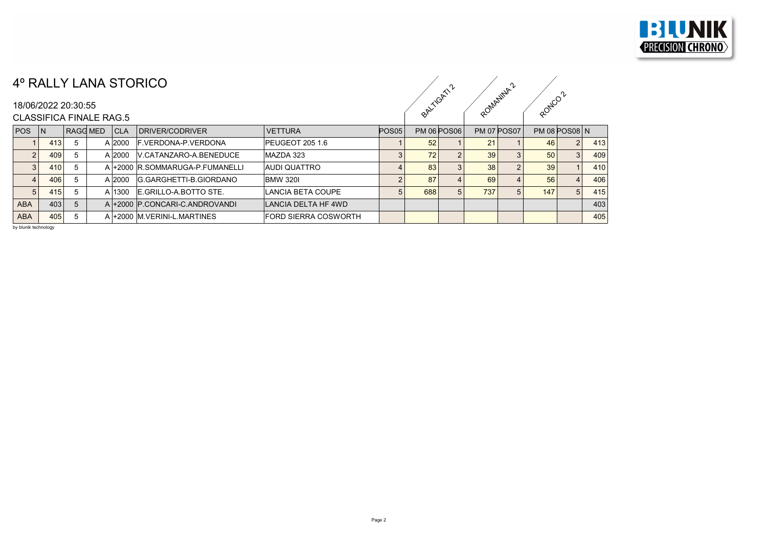# 4º RALLY LANA STORICO

18/06/2022 20:30:55

CLASSIFICA FINALE RAG.5

| | | | | | | | | BALTIGATI 2 | | ROMANINA 2 | | RONCO 2 | | |
|---|---|---|---|---|---|---|---|---|---|---|---|---|---|---|
| POS | N | RAGG | MED | CLA | DRIVER/CODRIVER | VETTURA | POS05 | PM 06 | POS06 | PM 07 | POS07 | PM 08 | POS08 | N |
| 1 | 413 | 5 | A | 2000 | F.VERDONA-P.VERDONA | PEUGEOT 205 1.6 | 1 | 52 | 1 | 21 | 1 | 46 | 2 | 413 |
| 2 | 409 | 5 | A | 2000 | V.CATANZARO-A.BENEDUCE | MAZDA 323 | 3 | 72 | 2 | 39 | 3 | 50 | 3 | 409 |
| 3 | 410 | 5 | A | +2000 | R.SOMMARUGA-P.FUMANELLI | AUDI QUATTRO | 4 | 83 | 3 | 38 | 2 | 39 | 1 | 410 |
| 4 | 406 | 5 | A | 2000 | G.GARGHETTI-B.GIORDANO | BMW 320I | 2 | 87 | 4 | 69 | 4 | 56 | 4 | 406 |
| 5 | 415 | 5 | A | 1300 | E.GRILLO-A.BOTTO STE. | LANCIA BETA COUPE | 5 | 688 | 5 | 737 | 5 | 147 | 5 | 415 |
| ABA | 403 | 5 | A | +2000 | P.CONCARI-C.ANDROVANDI | LANCIA DELTA HF 4WD | | | | | | | | 403 |
| ABA | 405 | 5 | A | +2000 | M.VERINI-L.MARTINES | FORD SIERRA COSWORTH | | | | | | | | 405 |

by blunik technology